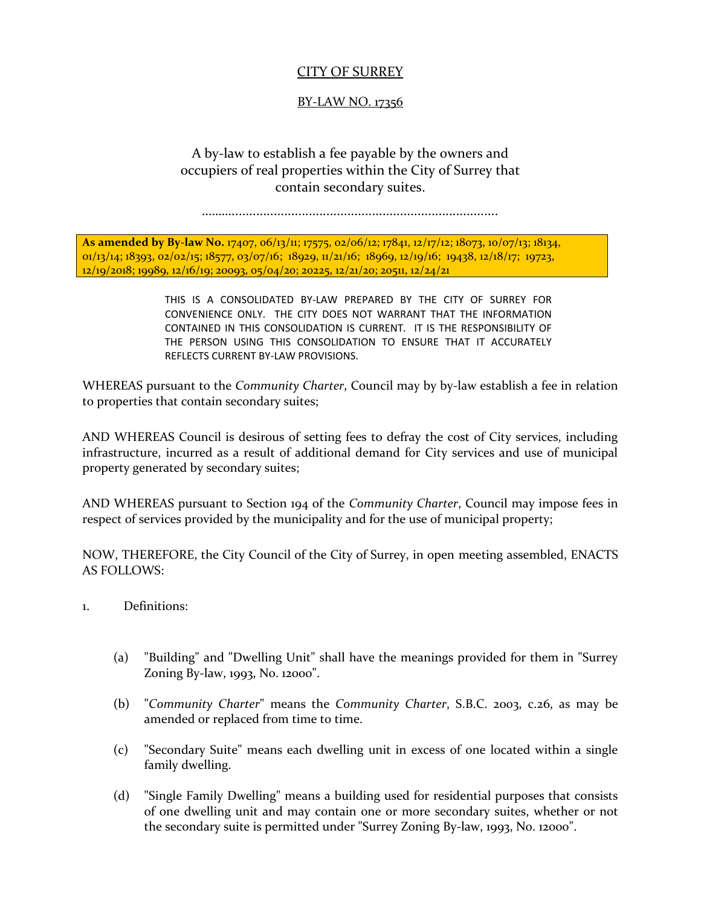# CITY OF SURREY

## BY-LAW NO. 17356

A by-law to establish a fee payable by the owners and occupiers of real properties within the City of Surrey that contain secondary suites.

.....................................................................................

**As amended by By-law No.** 17407, 06/13/11; 17575, 02/06/12; 17841, 12/17/12; 18073, 10/07/13; 18134, 01/13/14; 18393, 02/02/15; 18577, 03/07/16; 18929, 11/21/16; 18969, 12/19/16; 19438, 12/18/17; 19723, 12/19/2018; 19989, 12/16/19; 20093, 05/04/20; 20225, 12/21/20; 20511, 12/24/21

THIS IS A CONSOLIDATED BY-LAW PREPARED BY THE CITY OF SURREY FOR CONVENIENCE ONLY. THE CITY DOES NOT WARRANT THAT THE INFORMATION CONTAINED IN THIS CONSOLIDATION IS CURRENT. IT IS THE RESPONSIBILITY OF THE PERSON USING THIS CONSOLIDATION TO ENSURE THAT IT ACCURATELY REFLECTS CURRENT BY-LAW PROVISIONS.

WHEREAS pursuant to the *Community Charter*, Council may by by-law establish a fee in relation to properties that contain secondary suites;

AND WHEREAS Council is desirous of setting fees to defray the cost of City services, including infrastructure, incurred as a result of additional demand for City services and use of municipal property generated by secondary suites;

AND WHEREAS pursuant to Section 194 of the *Community Charter*, Council may impose fees in respect of services provided by the municipality and for the use of municipal property;

NOW, THEREFORE, the City Council of the City of Surrey, in open meeting assembled, ENACTS AS FOLLOWS:

1. Definitions:

   (a) "Building" and "Dwelling Unit" shall have the meanings provided for them in "Surrey Zoning By-law, 1993, No. 12000".

   (b) "*Community Charter*" means the *Community Charter*, S.B.C. 2003, c.26, as may be amended or replaced from time to time.

   (c) "Secondary Suite" means each dwelling unit in excess of one located within a single family dwelling.

   (d) "Single Family Dwelling" means a building used for residential purposes that consists of one dwelling unit and may contain one or more secondary suites, whether or not the secondary suite is permitted under "Surrey Zoning By-law, 1993, No. 12000".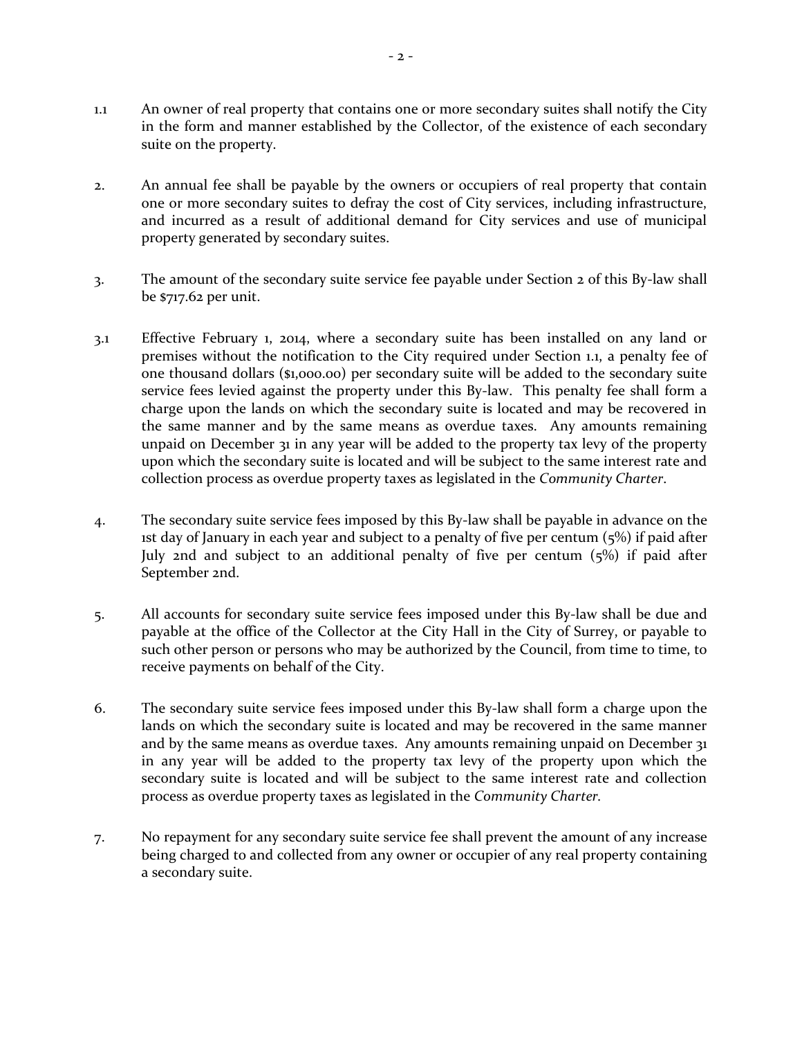1.1 An owner of real property that contains one or more secondary suites shall notify the City in the form and manner established by the Collector, of the existence of each secondary suite on the property.

2. An annual fee shall be payable by the owners or occupiers of real property that contain one or more secondary suites to defray the cost of City services, including infrastructure, and incurred as a result of additional demand for City services and use of municipal property generated by secondary suites.

3. The amount of the secondary suite service fee payable under Section 2 of this By-law shall be $717.62 per unit.

3.1 Effective February 1, 2014, where a secondary suite has been installed on any land or premises without the notification to the City required under Section 1.1, a penalty fee of one thousand dollars ($1,000.00) per secondary suite will be added to the secondary suite service fees levied against the property under this By-law. This penalty fee shall form a charge upon the lands on which the secondary suite is located and may be recovered in the same manner and by the same means as overdue taxes. Any amounts remaining unpaid on December 31 in any year will be added to the property tax levy of the property upon which the secondary suite is located and will be subject to the same interest rate and collection process as overdue property taxes as legislated in the *Community Charter*.

4. The secondary suite service fees imposed by this By-law shall be payable in advance on the 1st day of January in each year and subject to a penalty of five per centum (5%) if paid after July 2nd and subject to an additional penalty of five per centum (5%) if paid after September 2nd.

5. All accounts for secondary suite service fees imposed under this By-law shall be due and payable at the office of the Collector at the City Hall in the City of Surrey, or payable to such other person or persons who may be authorized by the Council, from time to time, to receive payments on behalf of the City.

6. The secondary suite service fees imposed under this By-law shall form a charge upon the lands on which the secondary suite is located and may be recovered in the same manner and by the same means as overdue taxes. Any amounts remaining unpaid on December 31 in any year will be added to the property tax levy of the property upon which the secondary suite is located and will be subject to the same interest rate and collection process as overdue property taxes as legislated in the *Community Charter.*

7. No repayment for any secondary suite service fee shall prevent the amount of any increase being charged to and collected from any owner or occupier of any real property containing a secondary suite.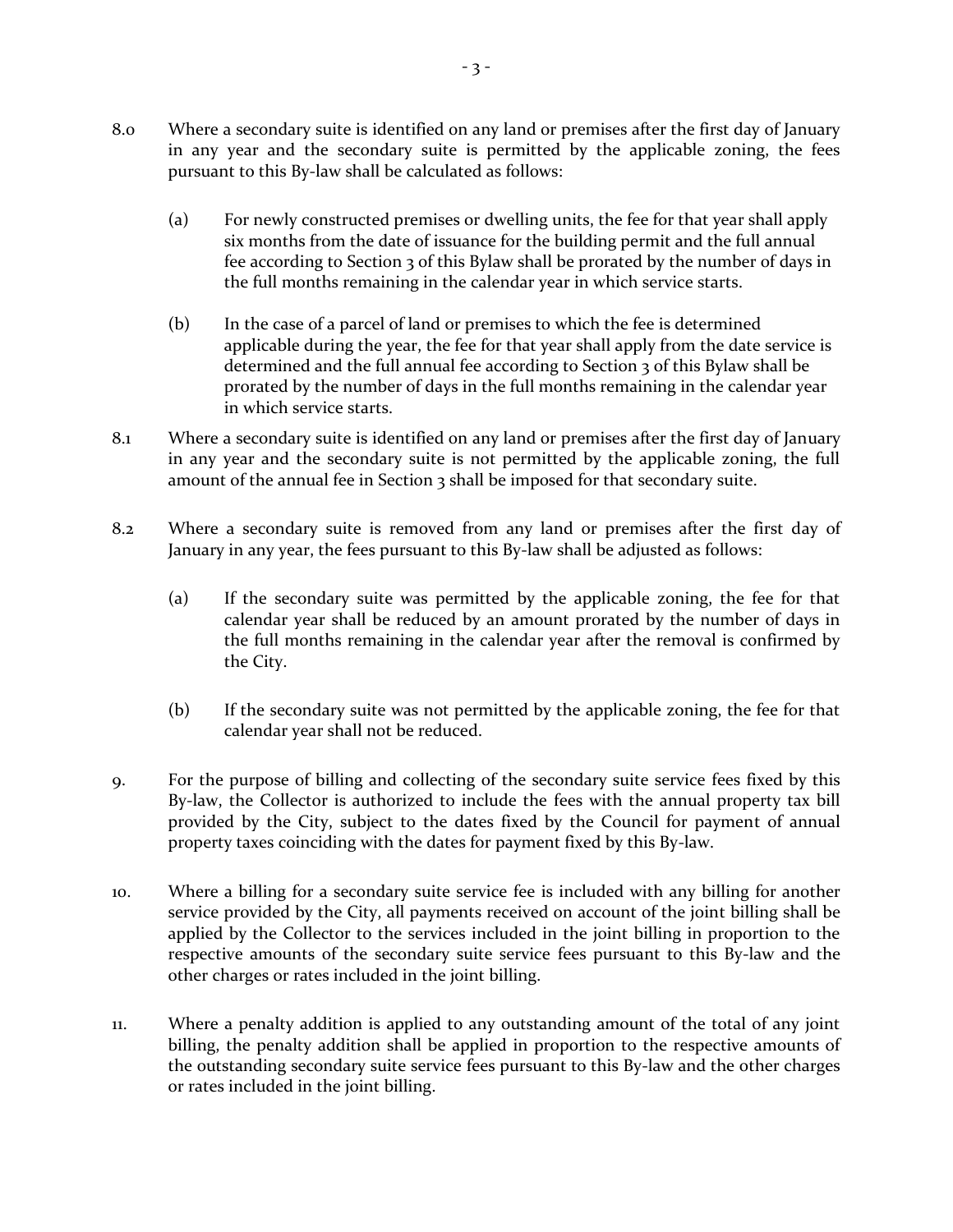8.0 Where a secondary suite is identified on any land or premises after the first day of January in any year and the secondary suite is permitted by the applicable zoning, the fees pursuant to this By-law shall be calculated as follows:

   (a) For newly constructed premises or dwelling units, the fee for that year shall apply six months from the date of issuance for the building permit and the full annual fee according to Section 3 of this Bylaw shall be prorated by the number of days in the full months remaining in the calendar year in which service starts.

   (b) In the case of a parcel of land or premises to which the fee is determined applicable during the year, the fee for that year shall apply from the date service is determined and the full annual fee according to Section 3 of this Bylaw shall be prorated by the number of days in the full months remaining in the calendar year in which service starts.

8.1 Where a secondary suite is identified on any land or premises after the first day of January in any year and the secondary suite is not permitted by the applicable zoning, the full amount of the annual fee in Section 3 shall be imposed for that secondary suite.

8.2 Where a secondary suite is removed from any land or premises after the first day of January in any year, the fees pursuant to this By-law shall be adjusted as follows:

   (a) If the secondary suite was permitted by the applicable zoning, the fee for that calendar year shall be reduced by an amount prorated by the number of days in the full months remaining in the calendar year after the removal is confirmed by the City.

   (b) If the secondary suite was not permitted by the applicable zoning, the fee for that calendar year shall not be reduced.

9. For the purpose of billing and collecting of the secondary suite service fees fixed by this By-law, the Collector is authorized to include the fees with the annual property tax bill provided by the City, subject to the dates fixed by the Council for payment of annual property taxes coinciding with the dates for payment fixed by this By-law.

10. Where a billing for a secondary suite service fee is included with any billing for another service provided by the City, all payments received on account of the joint billing shall be applied by the Collector to the services included in the joint billing in proportion to the respective amounts of the secondary suite service fees pursuant to this By-law and the other charges or rates included in the joint billing.

11. Where a penalty addition is applied to any outstanding amount of the total of any joint billing, the penalty addition shall be applied in proportion to the respective amounts of the outstanding secondary suite service fees pursuant to this By-law and the other charges or rates included in the joint billing.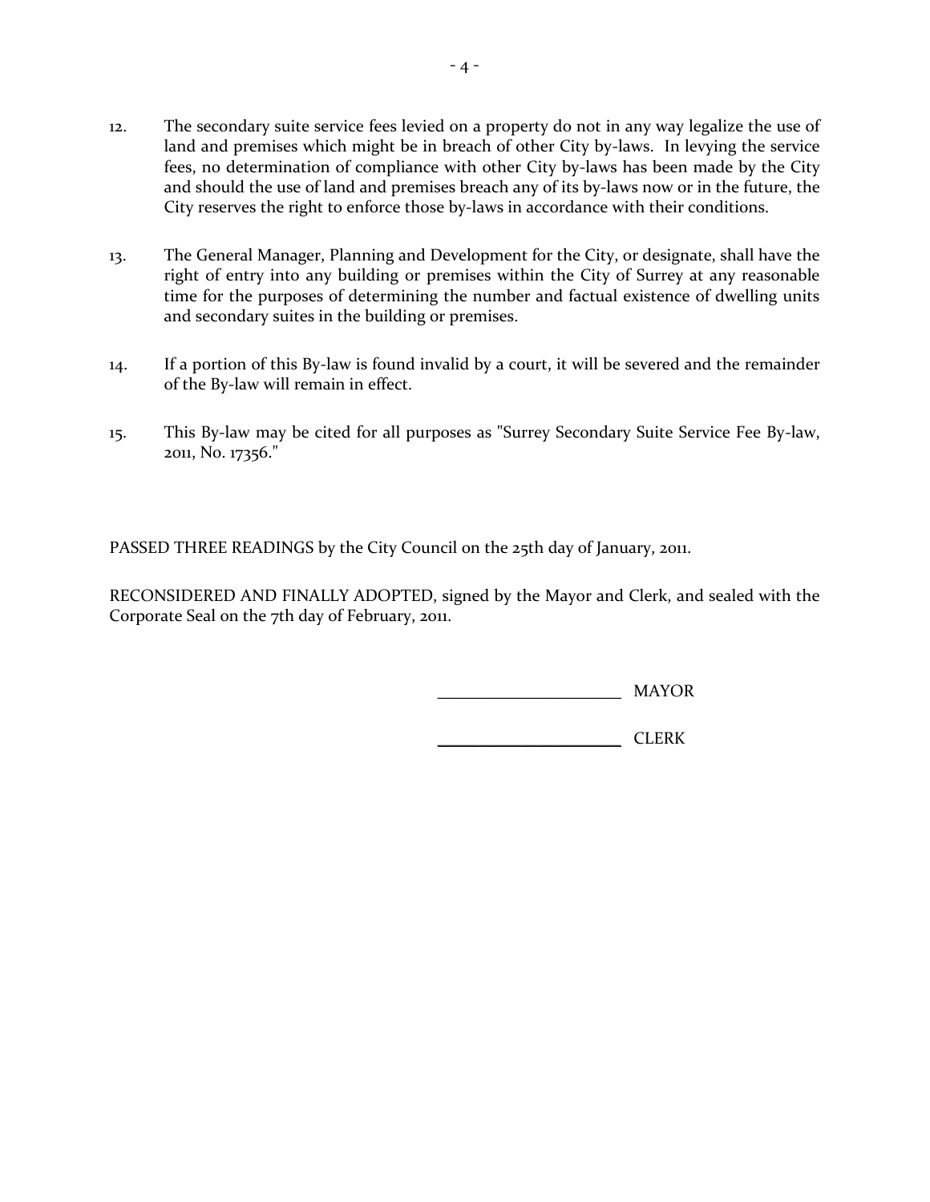12. The secondary suite service fees levied on a property do not in any way legalize the use of land and premises which might be in breach of other City by-laws. In levying the service fees, no determination of compliance with other City by-laws has been made by the City and should the use of land and premises breach any of its by-laws now or in the future, the City reserves the right to enforce those by-laws in accordance with their conditions.

13. The General Manager, Planning and Development for the City, or designate, shall have the right of entry into any building or premises within the City of Surrey at any reasonable time for the purposes of determining the number and factual existence of dwelling units and secondary suites in the building or premises.

14. If a portion of this By-law is found invalid by a court, it will be severed and the remainder of the By-law will remain in effect.

15. This By-law may be cited for all purposes as "Surrey Secondary Suite Service Fee By-law, 2011, No. 17356."

PASSED THREE READINGS by the City Council on the 25th day of January, 2011.

RECONSIDERED AND FINALLY ADOPTED, signed by the Mayor and Clerk, and sealed with the Corporate Seal on the 7th day of February, 2011.

______________________ MAYOR

______________________ CLERK